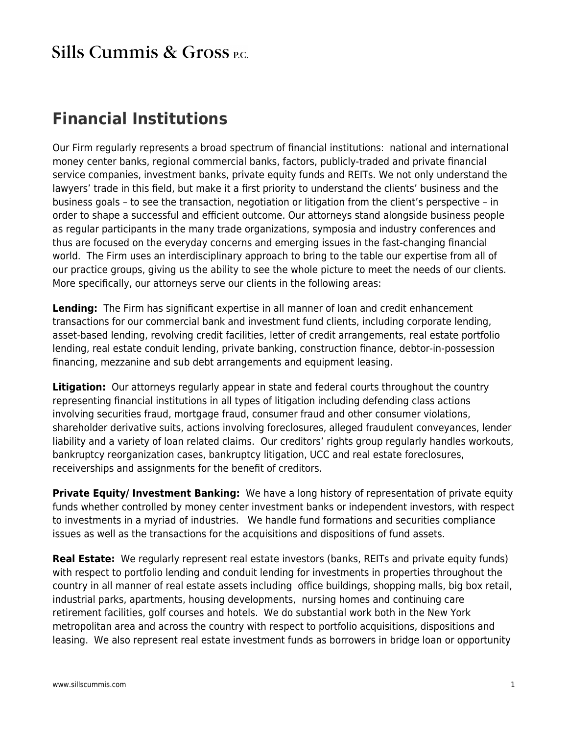Sills Cummis & Gross P.C.

# Financial Institutions

Our Firm regularly represents a broad spectrum of financial institutions: national and international money center banks, regional commercial banks, factors, publicly-traded and private financial service companies, investment banks, private equity funds and REITs. We not only understand the lawyers' trade in this field, but make it a first priority to understand the clients' business and the business goals – to see the transaction, negotiation or litigation from the client's perspective – in order to shape a successful and efficient outcome. Our attorneys stand alongside business people as regular participants in the many trade organizations, symposia and industry conferences and thus are focused on the everyday concerns and emerging issues in the fast-changing financial world. The Firm uses an interdisciplinary approach to bring to the table our expertise from all of our practice groups, giving us the ability to see the whole picture to meet the needs of our clients. More specifically, our attorneys serve our clients in the following areas:

**Lending:** The Firm has significant expertise in all manner of loan and credit enhancement transactions for our commercial bank and investment fund clients, including corporate lending, asset-based lending, revolving credit facilities, letter of credit arrangements, real estate portfolio lending, real estate conduit lending, private banking, construction finance, debtor-in-possession financing, mezzanine and sub debt arrangements and equipment leasing.

**Litigation:** Our attorneys regularly appear in state and federal courts throughout the country representing financial institutions in all types of litigation including defending class actions involving securities fraud, mortgage fraud, consumer fraud and other consumer violations, shareholder derivative suits, actions involving foreclosures, alleged fraudulent conveyances, lender liability and a variety of loan related claims. Our creditors' rights group regularly handles workouts, bankruptcy reorganization cases, bankruptcy litigation, UCC and real estate foreclosures, receiverships and assignments for the benefit of creditors.

**Private Equity/ Investment Banking:** We have a long history of representation of private equity funds whether controlled by money center investment banks or independent investors, with respect to investments in a myriad of industries. We handle fund formations and securities compliance issues as well as the transactions for the acquisitions and dispositions of fund assets.

**Real Estate:** We regularly represent real estate investors (banks, REITs and private equity funds) with respect to portfolio lending and conduit lending for investments in properties throughout the country in all manner of real estate assets including office buildings, shopping malls, big box retail, industrial parks, apartments, housing developments, nursing homes and continuing care retirement facilities, golf courses and hotels. We do substantial work both in the New York metropolitan area and across the country with respect to portfolio acquisitions, dispositions and leasing. We also represent real estate investment funds as borrowers in bridge loan or opportunity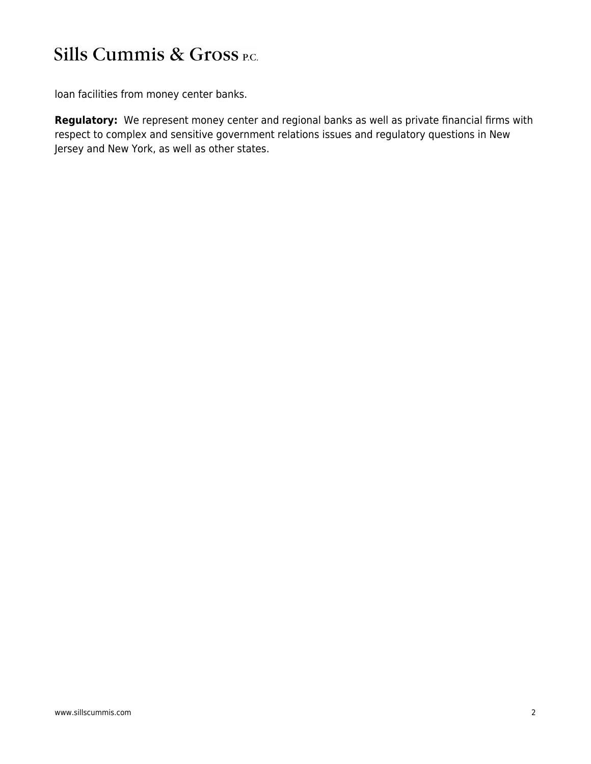loan facilities from money center banks.

**Regulatory:** We represent money center and regional banks as well as private financial firms with respect to complex and sensitive government relations issues and regulatory questions in New Jersey and New York, as well as other states.